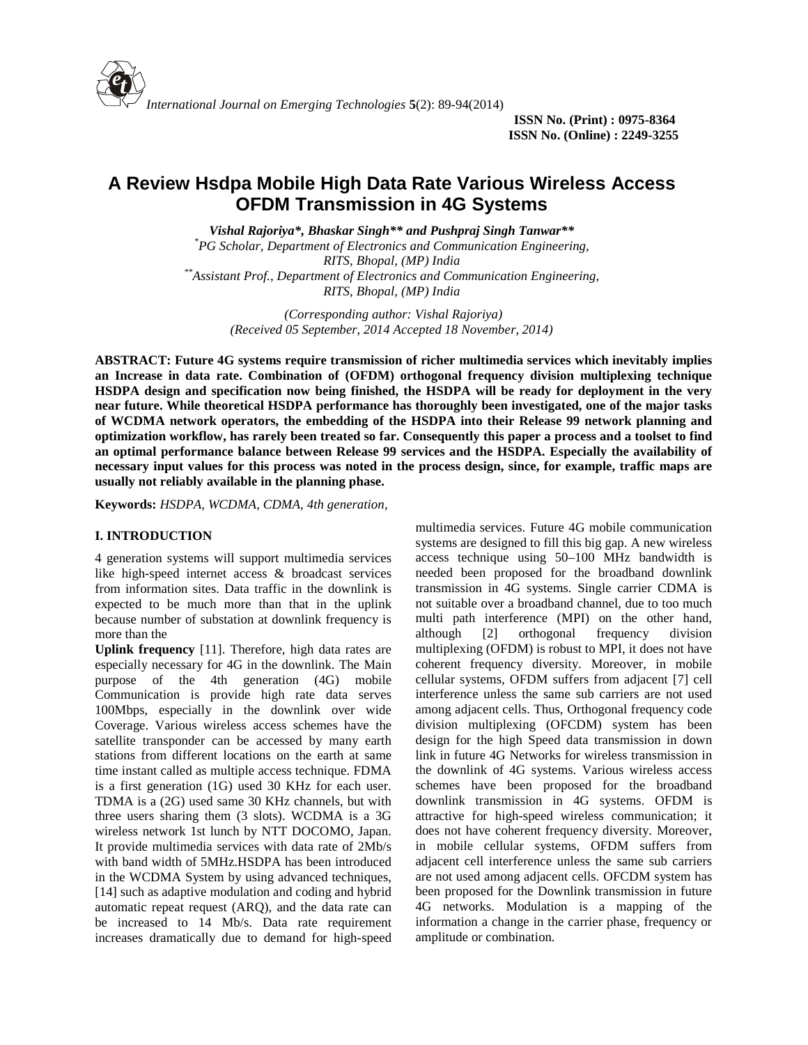# A Review Hsdpa Mobile High Data Rate Various Wireless Access OFDM Transmission in 4G Systems

***Vishal Rajoriya*, Bhaskar Singh** and Pushpraj Singh Tanwar****

*[*]PG Scholar, Department of Electronics and Communication Engineering, RITS, Bhopal, (MP) India*

*[**]Assistant Prof., Department of Electronics and Communication Engineering, RITS, Bhopal, (MP) India*

*(Corresponding author: Vishal Rajoriya)*
*(Received 05 September, 2014 Accepted 18 November, 2014)*

**ABSTRACT: Future 4G systems require transmission of richer multimedia services which inevitably implies an Increase in data rate. Combination of (OFDM) orthogonal frequency division multiplexing technique HSDPA design and specification now being finished, the HSDPA will be ready for deployment in the very near future. While theoretical HSDPA performance has thoroughly been investigated, one of the major tasks of WCDMA network operators, the embedding of the HSDPA into their Release 99 network planning and optimization workflow, has rarely been treated so far. Consequently this paper a process and a toolset to find an optimal performance balance between Release 99 services and the HSDPA. Especially the availability of necessary input values for this process was noted in the process design, since, for example, traffic maps are usually not reliably available in the planning phase.**

**Keywords:** *HSDPA, WCDMA, CDMA, 4th generation,*

## I. INTRODUCTION

4 generation systems will support multimedia services like high-speed internet access & broadcast services from information sites. Data traffic in the downlink is expected to be much more than that in the uplink because number of substation at downlink frequency is more than the

**Uplink frequency** [11]. Therefore, high data rates are especially necessary for 4G in the downlink. The Main purpose of the 4th generation (4G) mobile Communication is provide high rate data serves 100Mbps, especially in the downlink over wide Coverage. Various wireless access schemes have the satellite transponder can be accessed by many earth stations from different locations on the earth at same time instant called as multiple access technique. FDMA is a first generation (1G) used 30 KHz for each user. TDMA is a (2G) used same 30 KHz channels, but with three users sharing them (3 slots). WCDMA is a 3G wireless network 1st lunch by NTT DOCOMO, Japan. It provide multimedia services with data rate of 2Mb/s with band width of 5MHz.HSDPA has been introduced in the WCDMA System by using advanced techniques, [14] such as adaptive modulation and coding and hybrid automatic repeat request (ARQ), and the data rate can be increased to 14 Mb/s. Data rate requirement increases dramatically due to demand for high-speed multimedia services. Future 4G mobile communication systems are designed to fill this big gap. A new wireless access technique using 50–100 MHz bandwidth is needed been proposed for the broadband downlink transmission in 4G systems. Single carrier CDMA is not suitable over a broadband channel, due to too much multi path interference (MPI) on the other hand, although [2] orthogonal frequency division multiplexing (OFDM) is robust to MPI, it does not have coherent frequency diversity. Moreover, in mobile cellular systems, OFDM suffers from adjacent [7] cell interference unless the same sub carriers are not used among adjacent cells. Thus, Orthogonal frequency code division multiplexing (OFCDM) system has been design for the high Speed data transmission in down link in future 4G Networks for wireless transmission in the downlink of 4G systems. Various wireless access schemes have been proposed for the broadband downlink transmission in 4G systems. OFDM is attractive for high-speed wireless communication; it does not have coherent frequency diversity. Moreover, in mobile cellular systems, OFDM suffers from adjacent cell interference unless the same sub carriers are not used among adjacent cells. OFCDM system has been proposed for the Downlink transmission in future 4G networks. Modulation is a mapping of the information a change in the carrier phase, frequency or amplitude or combination.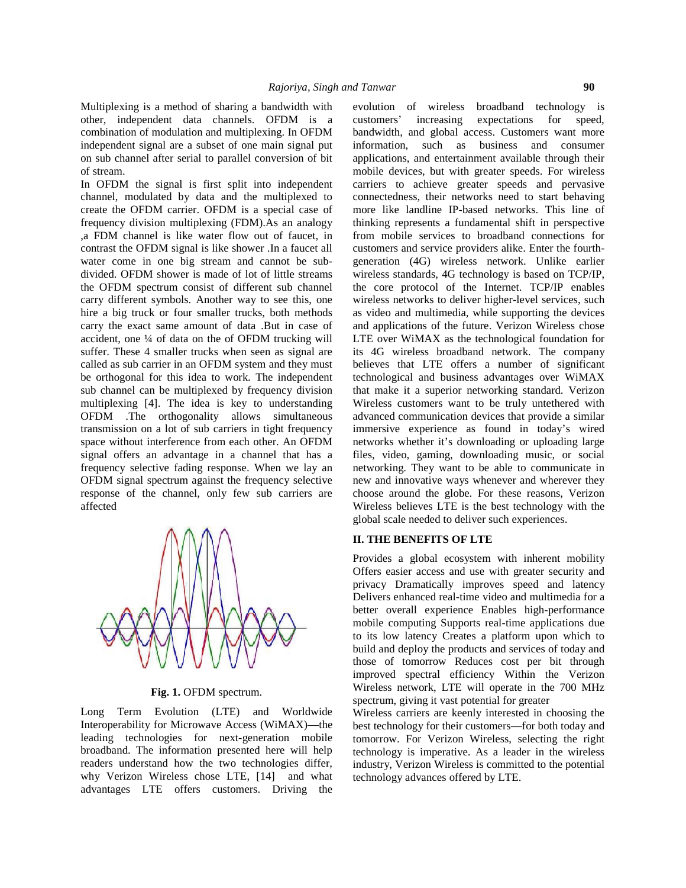Multiplexing is a method of sharing a bandwidth with other, independent data channels. OFDM is a combination of modulation and multiplexing. In OFDM independent signal are a subset of one main signal put on sub channel after serial to parallel conversion of bit of stream.

In OFDM the signal is first split into independent channel, modulated by data and the multiplexed to create the OFDM carrier. OFDM is a special case of frequency division multiplexing (FDM).As an analogy ,a FDM channel is like water flow out of faucet, in contrast the OFDM signal is like shower .In a faucet all water come in one big stream and cannot be sub-divided. OFDM shower is made of lot of little streams the OFDM spectrum consist of different sub channel carry different symbols. Another way to see this, one hire a big truck or four smaller trucks, both methods carry the exact same amount of data .But in case of accident, one ¼ of data on the of OFDM trucking will suffer. These 4 smaller trucks when seen as signal are called as sub carrier in an OFDM system and they must be orthogonal for this idea to work. The independent sub channel can be multiplexed by frequency division multiplexing [4]. The idea is key to understanding OFDM .The orthogonality allows simultaneous transmission on a lot of sub carriers in tight frequency space without interference from each other. An OFDM signal offers an advantage in a channel that has a frequency selective fading response. When we lay an OFDM signal spectrum against the frequency selective response of the channel, only few sub carriers are affected

**Fig. 1.** OFDM spectrum.

Long Term Evolution (LTE) and Worldwide Interoperability for Microwave Access (WiMAX)—the leading technologies for next-generation mobile broadband. The information presented here will help readers understand how the two technologies differ, why Verizon Wireless chose LTE, [14] and what advantages LTE offers customers. Driving the evolution of wireless broadband technology is customers' increasing expectations for speed, bandwidth, and global access. Customers want more information, such as business and consumer applications, and entertainment available through their mobile devices, but with greater speeds. For wireless carriers to achieve greater speeds and pervasive connectedness, their networks need to start behaving more like landline IP-based networks. This line of thinking represents a fundamental shift in perspective from mobile services to broadband connections for customers and service providers alike. Enter the fourth-generation (4G) wireless network. Unlike earlier wireless standards, 4G technology is based on TCP/IP, the core protocol of the Internet. TCP/IP enables wireless networks to deliver higher-level services, such as video and multimedia, while supporting the devices and applications of the future. Verizon Wireless chose LTE over WiMAX as the technological foundation for its 4G wireless broadband network. The company believes that LTE offers a number of significant technological and business advantages over WiMAX that make it a superior networking standard. Verizon Wireless customers want to be truly untethered with advanced communication devices that provide a similar immersive experience as found in today's wired networks whether it's downloading or uploading large files, video, gaming, downloading music, or social networking. They want to be able to communicate in new and innovative ways whenever and wherever they choose around the globe. For these reasons, Verizon Wireless believes LTE is the best technology with the global scale needed to deliver such experiences.

## II. THE BENEFITS OF LTE

Provides a global ecosystem with inherent mobility Offers easier access and use with greater security and privacy Dramatically improves speed and latency Delivers enhanced real-time video and multimedia for a better overall experience Enables high-performance mobile computing Supports real-time applications due to its low latency Creates a platform upon which to build and deploy the products and services of today and those of tomorrow Reduces cost per bit through improved spectral efficiency Within the Verizon Wireless network, LTE will operate in the 700 MHz spectrum, giving it vast potential for greater

Wireless carriers are keenly interested in choosing the best technology for their customers—for both today and tomorrow. For Verizon Wireless, selecting the right technology is imperative. As a leader in the wireless industry, Verizon Wireless is committed to the potential technology advances offered by LTE.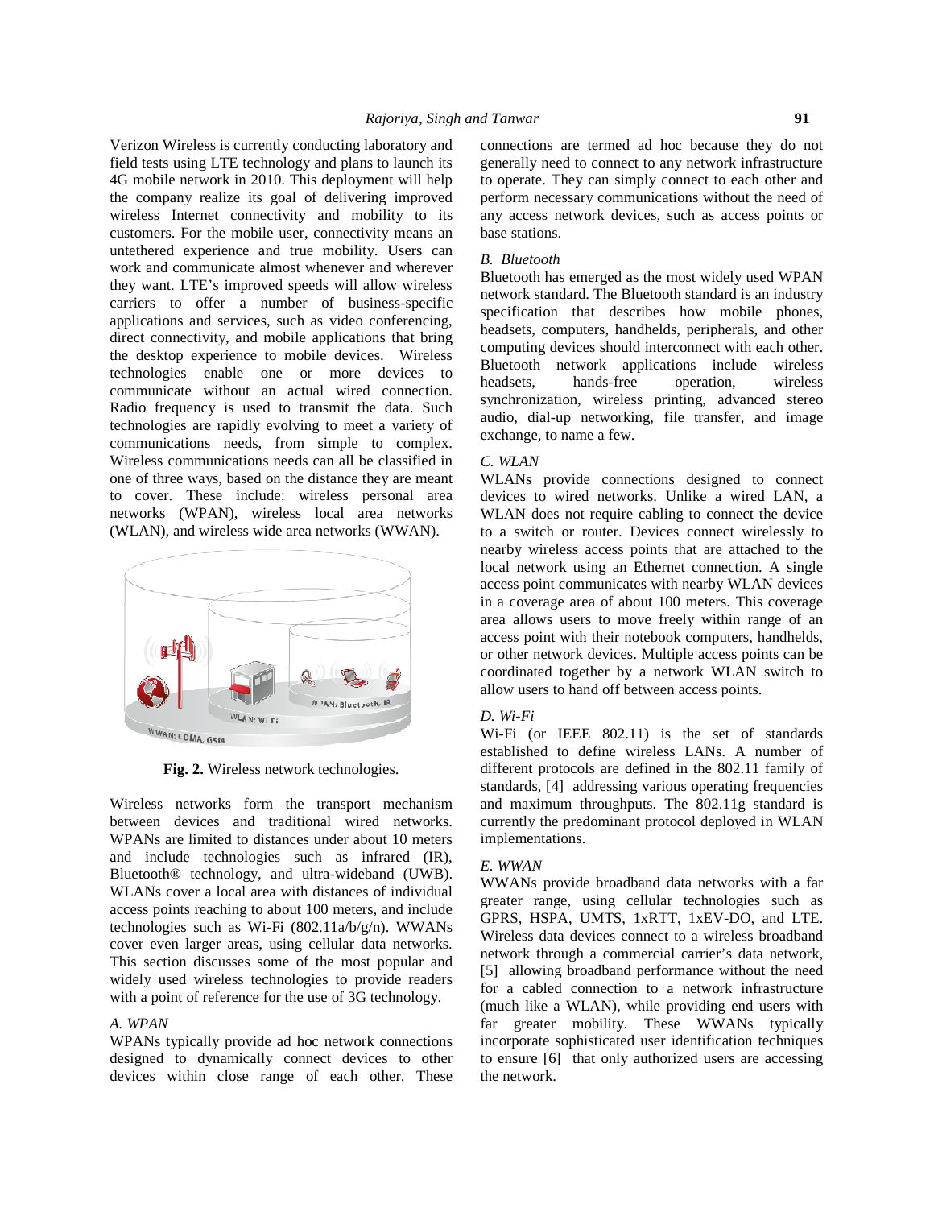Verizon Wireless is currently conducting laboratory and field tests using LTE technology and plans to launch its 4G mobile network in 2010. This deployment will help the company realize its goal of delivering improved wireless Internet connectivity and mobility to its customers. For the mobile user, connectivity means an untethered experience and true mobility. Users can work and communicate almost whenever and wherever they want. LTE's improved speeds will allow wireless carriers to offer a number of business-specific applications and services, such as video conferencing, direct connectivity, and mobile applications that bring the desktop experience to mobile devices. Wireless technologies enable one or more devices to communicate without an actual wired connection. Radio frequency is used to transmit the data. Such technologies are rapidly evolving to meet a variety of communications needs, from simple to complex. Wireless communications needs can all be classified in one of three ways, based on the distance they are meant to cover. These include: wireless personal area networks (WPAN), wireless local area networks (WLAN), and wireless wide area networks (WWAN).

**Fig. 2.** Wireless network technologies.

Wireless networks form the transport mechanism between devices and traditional wired networks. WPANs are limited to distances under about 10 meters and include technologies such as infrared (IR), Bluetooth® technology, and ultra-wideband (UWB). WLANs cover a local area with distances of individual access points reaching to about 100 meters, and include technologies such as Wi-Fi (802.11a/b/g/n). WWANs cover even larger areas, using cellular data networks. This section discusses some of the most popular and widely used wireless technologies to provide readers with a point of reference for the use of 3G technology.

### *A. WPAN*

WPANs typically provide ad hoc network connections designed to dynamically connect devices to other devices within close range of each other. These connections are termed ad hoc because they do not generally need to connect to any network infrastructure to operate. They can simply connect to each other and perform necessary communications without the need of any access network devices, such as access points or base stations.

### *B. Bluetooth*

Bluetooth has emerged as the most widely used WPAN network standard. The Bluetooth standard is an industry specification that describes how mobile phones, headsets, computers, handhelds, peripherals, and other computing devices should interconnect with each other. Bluetooth network applications include wireless headsets, hands-free operation, wireless synchronization, wireless printing, advanced stereo audio, dial-up networking, file transfer, and image exchange, to name a few.

### *C. WLAN*

WLANs provide connections designed to connect devices to wired networks. Unlike a wired LAN, a WLAN does not require cabling to connect the device to a switch or router. Devices connect wirelessly to nearby wireless access points that are attached to the local network using an Ethernet connection. A single access point communicates with nearby WLAN devices in a coverage area of about 100 meters. This coverage area allows users to move freely within range of an access point with their notebook computers, handhelds, or other network devices. Multiple access points can be coordinated together by a network WLAN switch to allow users to hand off between access points.

### *D. Wi-Fi*

Wi-Fi (or IEEE 802.11) is the set of standards established to define wireless LANs. A number of different protocols are defined in the 802.11 family of standards, [4] addressing various operating frequencies and maximum throughputs. The 802.11g standard is currently the predominant protocol deployed in WLAN implementations.

### *E. WWAN*

WWANs provide broadband data networks with a far greater range, using cellular technologies such as GPRS, HSPA, UMTS, 1xRTT, 1xEV-DO, and LTE. Wireless data devices connect to a wireless broadband network through a commercial carrier's data network, [5] allowing broadband performance without the need for a cabled connection to a network infrastructure (much like a WLAN), while providing end users with far greater mobility. These WWANs typically incorporate sophisticated user identification techniques to ensure [6] that only authorized users are accessing the network.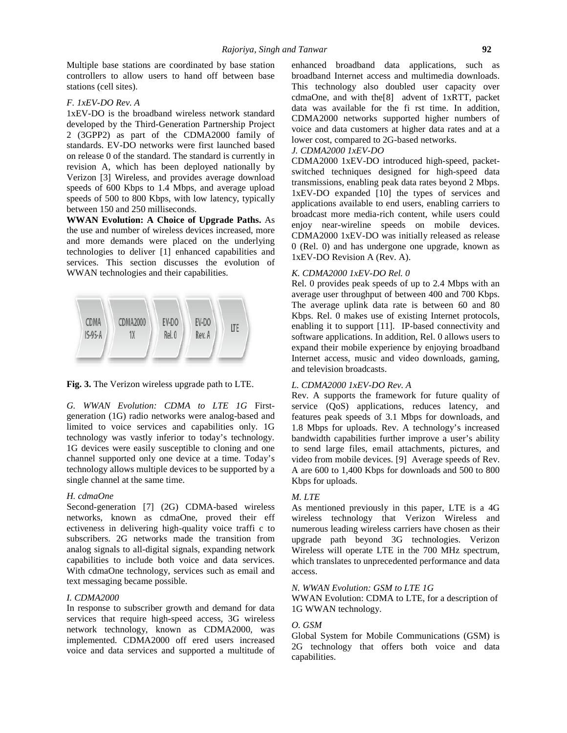Multiple base stations are coordinated by base station controllers to allow users to hand off between base stations (cell sites).

*F. 1xEV-DO Rev. A*

1xEV-DO is the broadband wireless network standard developed by the Third-Generation Partnership Project 2 (3GPP2) as part of the CDMA2000 family of standards. EV-DO networks were first launched based on release 0 of the standard. The standard is currently in revision A, which has been deployed nationally by Verizon [3] Wireless, and provides average download speeds of 600 Kbps to 1.4 Mbps, and average upload speeds of 500 to 800 Kbps, with low latency, typically between 150 and 250 milliseconds.

**WWAN Evolution: A Choice of Upgrade Paths.** As the use and number of wireless devices increased, more and more demands were placed on the underlying technologies to deliver [1] enhanced capabilities and services. This section discusses the evolution of WWAN technologies and their capabilities.

CDMA IS-95-A → CDMA2000 1X → EV-DO Rel. 0 → EV-DO Rev. A → LTE

**Fig. 3.** The Verizon wireless upgrade path to LTE.

*G. WWAN Evolution: CDMA to LTE 1G* First-generation (1G) radio networks were analog-based and limited to voice services and capabilities only. 1G technology was vastly inferior to today's technology. 1G devices were easily susceptible to cloning and one channel supported only one device at a time. Today's technology allows multiple devices to be supported by a single channel at the same time.

*H. cdmaOne*

Second-generation [7] (2G) CDMA-based wireless networks, known as cdmaOne, proved their eff ectiveness in delivering high-quality voice traffi c to subscribers. 2G networks made the transition from analog signals to all-digital signals, expanding network capabilities to include both voice and data services. With cdmaOne technology, services such as email and text messaging became possible.

*I. CDMA2000*

In response to subscriber growth and demand for data services that require high-speed access, 3G wireless network technology, known as CDMA2000, was implemented. CDMA2000 off ered users increased voice and data services and supported a multitude of enhanced broadband data applications, such as broadband Internet access and multimedia downloads. This technology also doubled user capacity over cdmaOne, and with the[8] advent of 1xRTT, packet data was available for the fi rst time. In addition, CDMA2000 networks supported higher numbers of voice and data customers at higher data rates and at a lower cost, compared to 2G-based networks.

*J. CDMA2000 1xEV-DO*

CDMA2000 1xEV-DO introduced high-speed, packet-switched techniques designed for high-speed data transmissions, enabling peak data rates beyond 2 Mbps. 1xEV-DO expanded [10] the types of services and applications available to end users, enabling carriers to broadcast more media-rich content, while users could enjoy near-wireline speeds on mobile devices. CDMA2000 1xEV-DO was initially released as release 0 (Rel. 0) and has undergone one upgrade, known as 1xEV-DO Revision A (Rev. A).

*K. CDMA2000 1xEV-DO Rel. 0*

Rel. 0 provides peak speeds of up to 2.4 Mbps with an average user throughput of between 400 and 700 Kbps. The average uplink data rate is between 60 and 80 Kbps. Rel. 0 makes use of existing Internet protocols, enabling it to support [11]. IP-based connectivity and software applications. In addition, Rel. 0 allows users to expand their mobile experience by enjoying broadband Internet access, music and video downloads, gaming, and television broadcasts.

*L. CDMA2000 1xEV-DO Rev. A*

Rev. A supports the framework for future quality of service (QoS) applications, reduces latency, and features peak speeds of 3.1 Mbps for downloads, and 1.8 Mbps for uploads. Rev. A technology's increased bandwidth capabilities further improve a user's ability to send large files, email attachments, pictures, and video from mobile devices. [9] Average speeds of Rev. A are 600 to 1,400 Kbps for downloads and 500 to 800 Kbps for uploads.

*M. LTE*

As mentioned previously in this paper, LTE is a 4G wireless technology that Verizon Wireless and numerous leading wireless carriers have chosen as their upgrade path beyond 3G technologies. Verizon Wireless will operate LTE in the 700 MHz spectrum, which translates to unprecedented performance and data access.

*N. WWAN Evolution: GSM to LTE 1G*

WWAN Evolution: CDMA to LTE, for a description of 1G WWAN technology.

*O. GSM*

Global System for Mobile Communications (GSM) is 2G technology that offers both voice and data capabilities.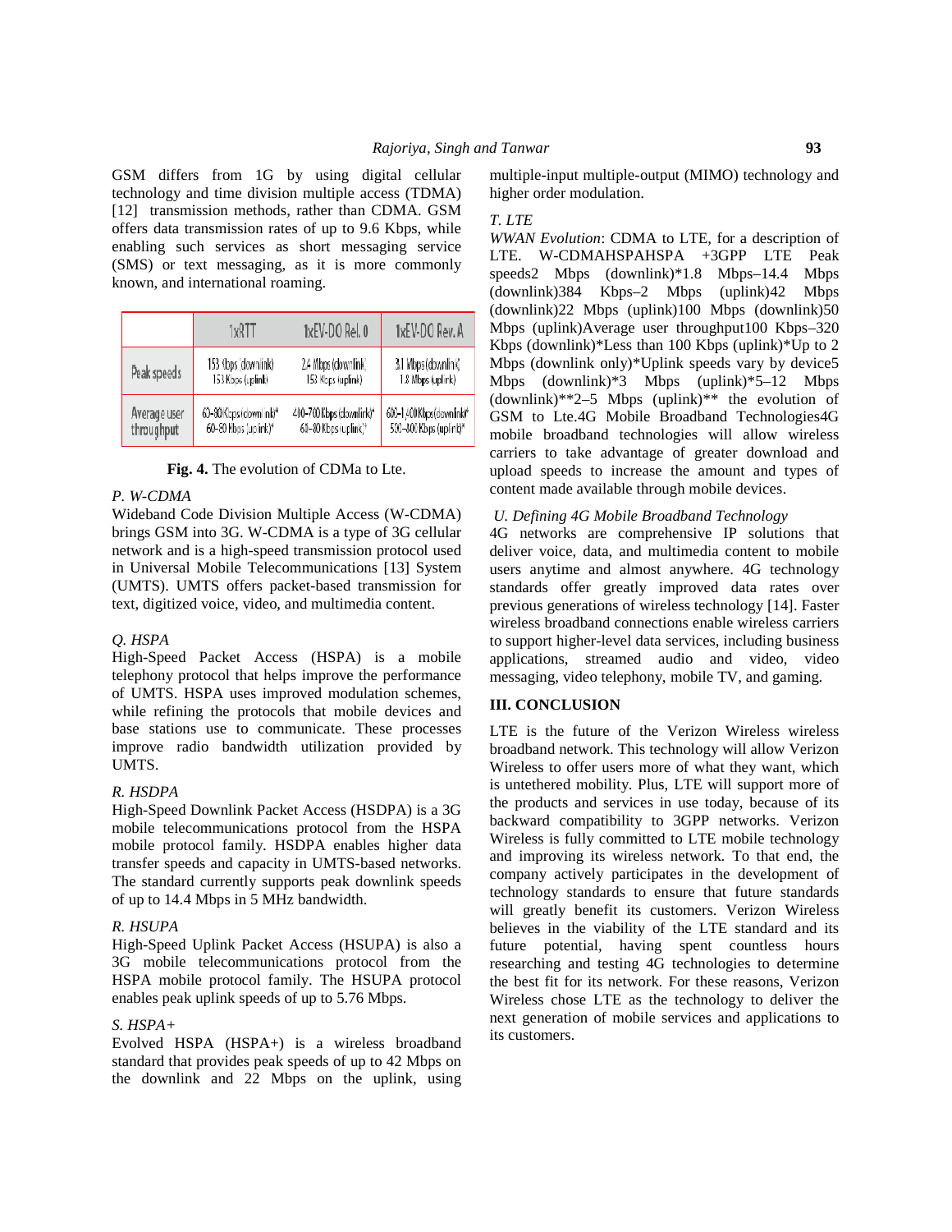GSM differs from 1G by using digital cellular technology and time division multiple access (TDMA) [12] transmission methods, rather than CDMA. GSM offers data transmission rates of up to 9.6 Kbps, while enabling such services as short messaging service (SMS) or text messaging, as it is more commonly known, and international roaming.

| | 1xRTT | 1xEV-DO Rel. 0 | 1xEV-DO Rev. A |
|---|---|---|---|
| Peak speeds | 153 Kbps (downlink) 153 Kbps (uplink) | 2.4 Mbps (downlink) 153 Kbps (uplink) | 3.1 Mbps (downlink) 1.8 Mbps (uplink) |
| Average user throughput | 60–80 Kbps (downlink)* 60–80 Kbps (uplink)* | 400–700 Kbps (downlink)* 60–80 Kbps (uplink)* | 600–1,400 Kbps (downlink)* 500–800 Kbps (uplink)* |

**Fig. 4.** The evolution of CDMa to Lte.

*P. W-CDMA*

Wideband Code Division Multiple Access (W-CDMA) brings GSM into 3G. W-CDMA is a type of 3G cellular network and is a high-speed transmission protocol used in Universal Mobile Telecommunications [13] System (UMTS). UMTS offers packet-based transmission for text, digitized voice, video, and multimedia content.

*Q. HSPA*

High-Speed Packet Access (HSPA) is a mobile telephony protocol that helps improve the performance of UMTS. HSPA uses improved modulation schemes, while refining the protocols that mobile devices and base stations use to communicate. These processes improve radio bandwidth utilization provided by UMTS.

*R. HSDPA*

High-Speed Downlink Packet Access (HSDPA) is a 3G mobile telecommunications protocol from the HSPA mobile protocol family. HSDPA enables higher data transfer speeds and capacity in UMTS-based networks. The standard currently supports peak downlink speeds of up to 14.4 Mbps in 5 MHz bandwidth.

*R. HSUPA*

High-Speed Uplink Packet Access (HSUPA) is also a 3G mobile telecommunications protocol from the HSPA mobile protocol family. The HSUPA protocol enables peak uplink speeds of up to 5.76 Mbps.

*S. HSPA+*

Evolved HSPA (HSPA+) is a wireless broadband standard that provides peak speeds of up to 42 Mbps on the downlink and 22 Mbps on the uplink, using multiple-input multiple-output (MIMO) technology and higher order modulation.

*T. LTE*

*WWAN Evolution*: CDMA to LTE, for a description of LTE. W-CDMAHSPAHSPA +3GPP LTE Peak speeds2 Mbps (downlink)*1.8 Mbps–14.4 Mbps (downlink)384 Kbps–2 Mbps (uplink)42 Mbps (downlink)22 Mbps (uplink)100 Mbps (downlink)50 Mbps (uplink)Average user throughput100 Kbps–320 Kbps (downlink)*Less than 100 Kbps (uplink)*Up to 2 Mbps (downlink only)*Uplink speeds vary by device5 Mbps (downlink)*3 Mbps (uplink)*5–12 Mbps (downlink)**2–5 Mbps (uplink)** the evolution of GSM to Lte.4G Mobile Broadband Technologies4G mobile broadband technologies will allow wireless carriers to take advantage of greater download and upload speeds to increase the amount and types of content made available through mobile devices.

*U. Defining 4G Mobile Broadband Technology*

4G networks are comprehensive IP solutions that deliver voice, data, and multimedia content to mobile users anytime and almost anywhere. 4G technology standards offer greatly improved data rates over previous generations of wireless technology [14]. Faster wireless broadband connections enable wireless carriers to support higher-level data services, including business applications, streamed audio and video, video messaging, video telephony, mobile TV, and gaming.

## III. CONCLUSION

LTE is the future of the Verizon Wireless wireless broadband network. This technology will allow Verizon Wireless to offer users more of what they want, which is untethered mobility. Plus, LTE will support more of the products and services in use today, because of its backward compatibility to 3GPP networks. Verizon Wireless is fully committed to LTE mobile technology and improving its wireless network. To that end, the company actively participates in the development of technology standards to ensure that future standards will greatly benefit its customers. Verizon Wireless believes in the viability of the LTE standard and its future potential, having spent countless hours researching and testing 4G technologies to determine the best fit for its network. For these reasons, Verizon Wireless chose LTE as the technology to deliver the next generation of mobile services and applications to its customers.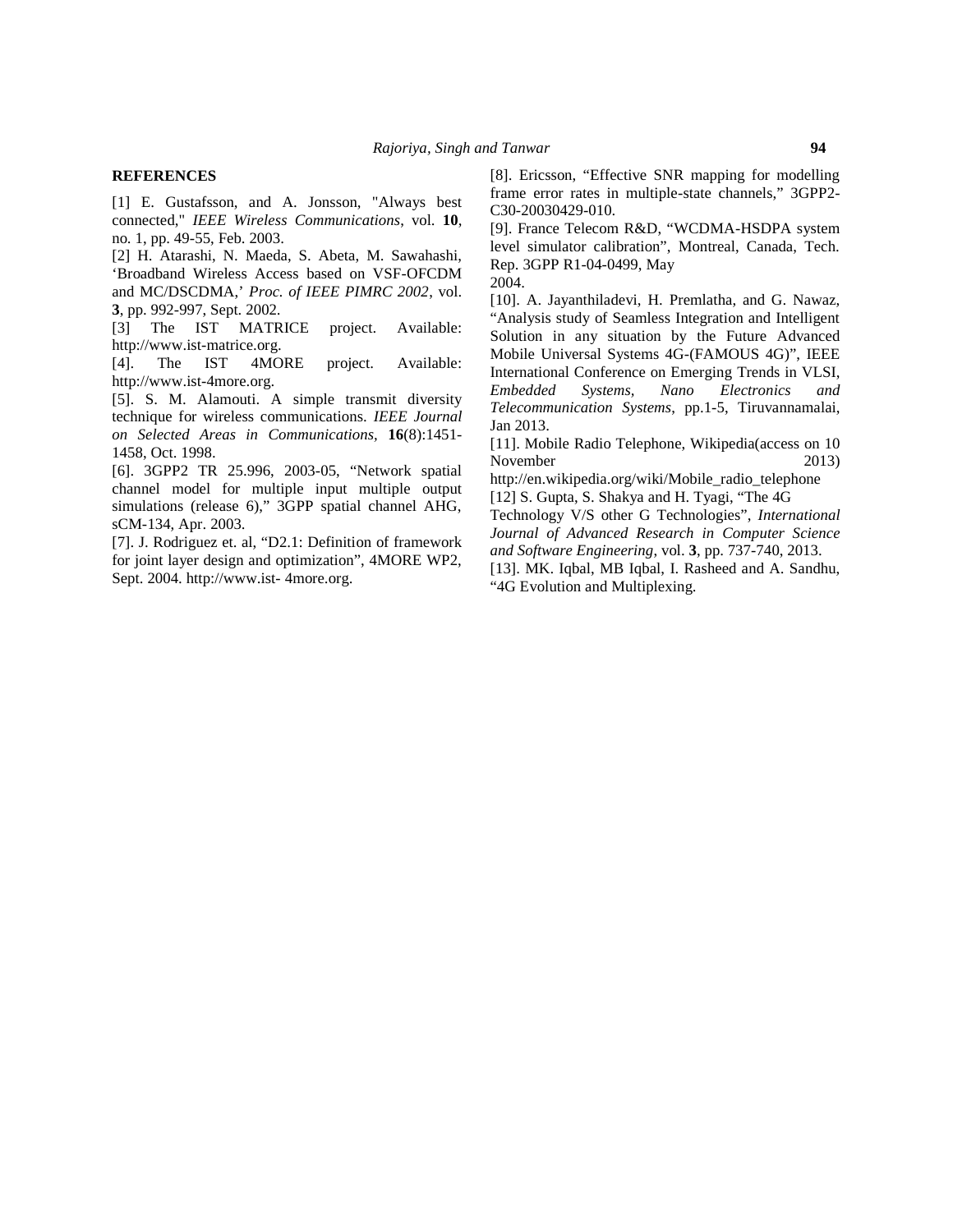## REFERENCES

[1] E. Gustafsson, and A. Jonsson, "Always best connected," *IEEE Wireless Communications*, vol. **10**, no. 1, pp. 49-55, Feb. 2003.

[2] H. Atarashi, N. Maeda, S. Abeta, M. Sawahashi, 'Broadband Wireless Access based on VSF-OFCDM and MC/DSCDMA,' *Proc. of IEEE PIMRC 2002*, vol. **3**, pp. 992-997, Sept. 2002.

[3] The IST MATRICE project. Available: http://www.ist-matrice.org.

[4]. The IST 4MORE project. Available: http://www.ist-4more.org.

[5]. S. M. Alamouti. A simple transmit diversity technique for wireless communications. *IEEE Journal on Selected Areas in Communications*, **16**(8):1451-1458, Oct. 1998.

[6]. 3GPP2 TR 25.996, 2003-05, "Network spatial channel model for multiple input multiple output simulations (release 6)," 3GPP spatial channel AHG, sCM-134, Apr. 2003.

[7]. J. Rodriguez et. al, "D2.1: Definition of framework for joint layer design and optimization", 4MORE WP2, Sept. 2004. http://www.ist- 4more.org.

[8]. Ericsson, "Effective SNR mapping for modelling frame error rates in multiple-state channels," 3GPP2-C30-20030429-010.

[9]. France Telecom R&D, "WCDMA-HSDPA system level simulator calibration", Montreal, Canada, Tech. Rep. 3GPP R1-04-0499, May 2004.

[10]. A. Jayanthiladevi, H. Premlatha, and G. Nawaz, "Analysis study of Seamless Integration and Intelligent Solution in any situation by the Future Advanced Mobile Universal Systems 4G-(FAMOUS 4G)", IEEE International Conference on Emerging Trends in VLSI, *Embedded Systems, Nano Electronics and Telecommunication Systems*, pp.1-5, Tiruvannamalai, Jan 2013.

[11]. Mobile Radio Telephone, Wikipedia(access on 10 November 2013) http://en.wikipedia.org/wiki/Mobile_radio_telephone

[12] S. Gupta, S. Shakya and H. Tyagi, "The 4G Technology V/S other G Technologies", *International Journal of Advanced Research in Computer Science and Software Engineering*, vol. **3**, pp. 737-740, 2013.

[13]. MK. Iqbal, MB Iqbal, I. Rasheed and A. Sandhu, "4G Evolution and Multiplexing.